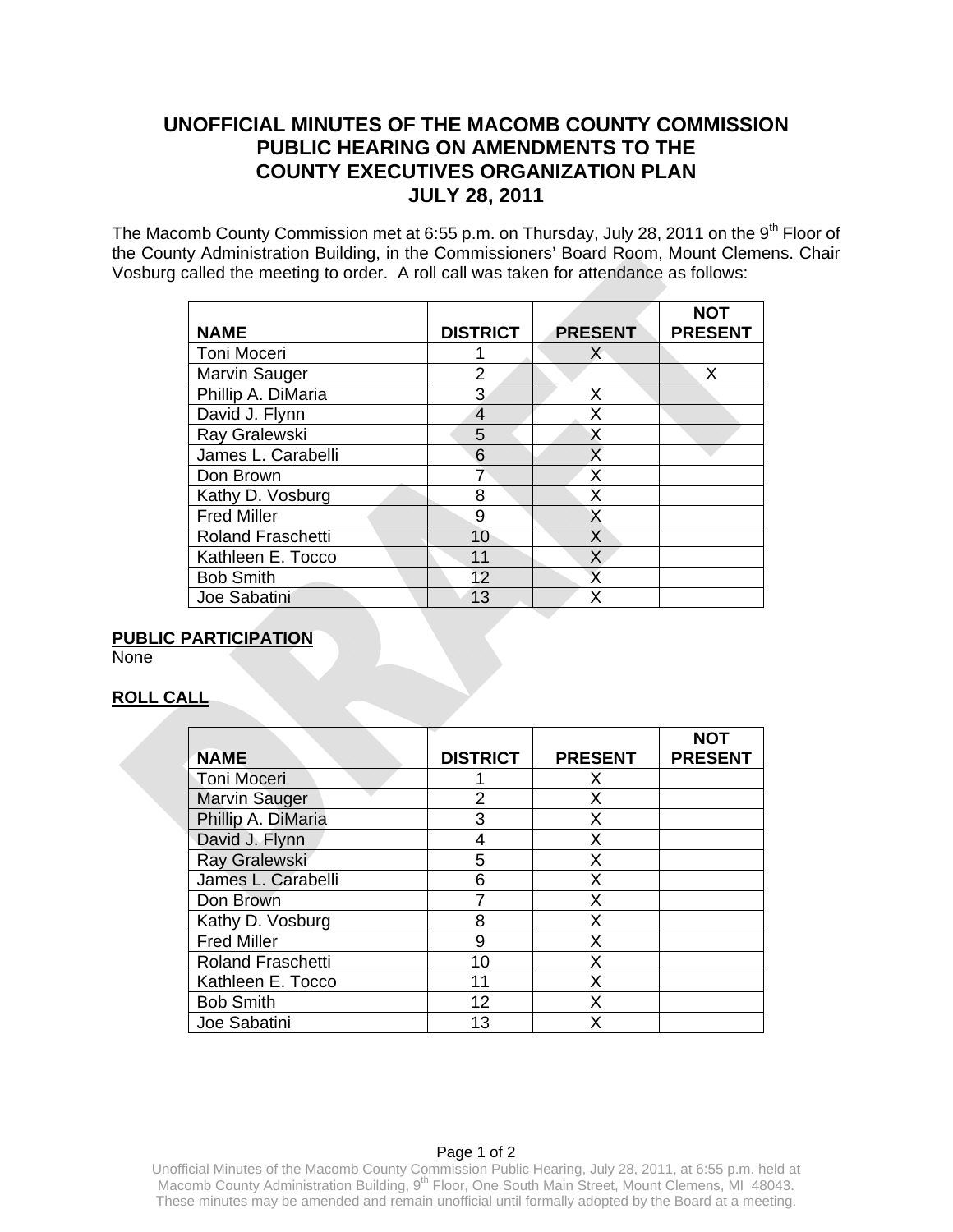# UNOFFICIAL MINUTES OF THE MACOMB COUNTY COMMISSION PUBLIC HEARING ON AMENDMENTS TO THE COUNTY EXECUTIVES ORGANIZATION PLAN JULY 28, 2011

The Macomb County Commission met at 6:55 p.m. on Thursday, July 28, 2011 on the 9th Floor of the County Administration Building, in the Commissioners' Board Room, Mount Clemens. Chair Vosburg called the meeting to order. A roll call was taken for attendance as follows:

| NAME | DISTRICT | PRESENT | NOT PRESENT |
|---|---|---|---|
| Toni Moceri | 1 | X | |
| Marvin Sauger | 2 | | X |
| Phillip A. DiMaria | 3 | X | |
| David J. Flynn | 4 | X | |
| Ray Gralewski | 5 | X | |
| James L. Carabelli | 6 | X | |
| Don Brown | 7 | X | |
| Kathy D. Vosburg | 8 | X | |
| Fred Miller | 9 | X | |
| Roland Fraschetti | 10 | X | |
| Kathleen E. Tocco | 11 | X | |
| Bob Smith | 12 | X | |
| Joe Sabatini | 13 | X | |

**PUBLIC PARTICIPATION**

None

**ROLL CALL**

| NAME | DISTRICT | PRESENT | NOT PRESENT |
|---|---|---|---|
| Toni Moceri | 1 | X | |
| Marvin Sauger | 2 | X | |
| Phillip A. DiMaria | 3 | X | |
| David J. Flynn | 4 | X | |
| Ray Gralewski | 5 | X | |
| James L. Carabelli | 6 | X | |
| Don Brown | 7 | X | |
| Kathy D. Vosburg | 8 | X | |
| Fred Miller | 9 | X | |
| Roland Fraschetti | 10 | X | |
| Kathleen E. Tocco | 11 | X | |
| Bob Smith | 12 | X | |
| Joe Sabatini | 13 | X | |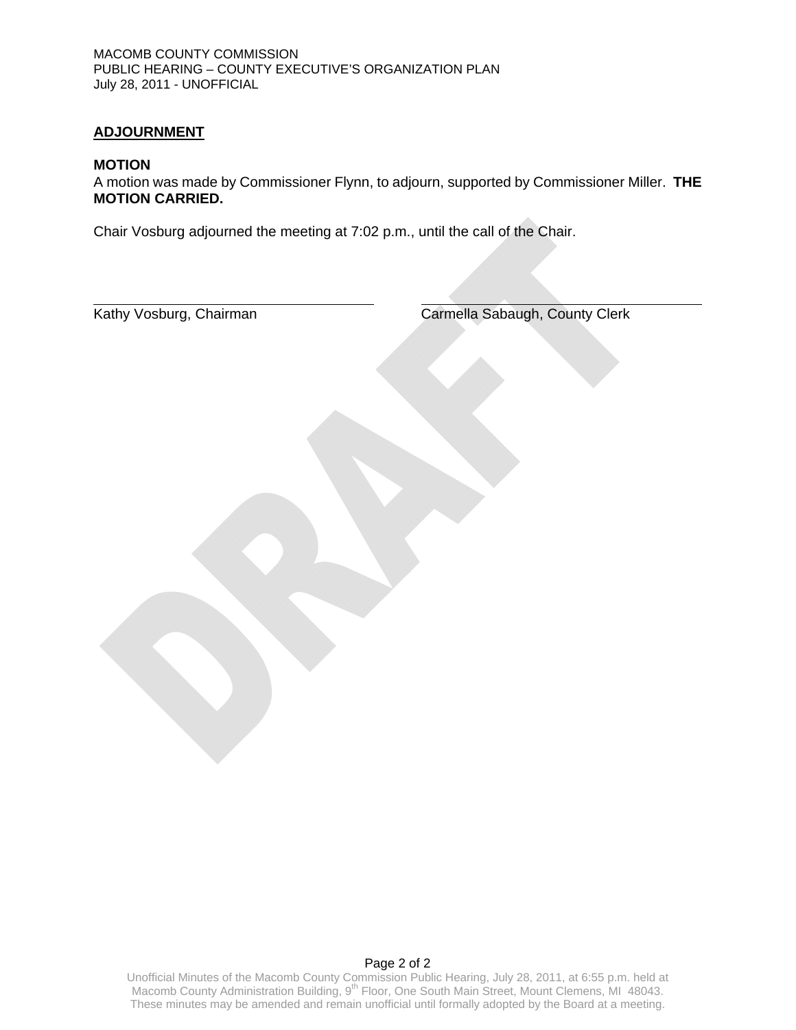## ADJOURNMENT

**MOTION**
A motion was made by Commissioner Flynn, to adjourn, supported by Commissioner Miller. **THE MOTION CARRIED.**

Chair Vosburg adjourned the meeting at 7:02 p.m., until the call of the Chair.

| | |
|---|---|
| Kathy Vosburg, Chairman | Carmella Sabaugh, County Clerk |

Unofficial Minutes of the Macomb County Commission Public Hearing, July 28, 2011, at 6:55 p.m. held at Macomb County Administration Building, 9th Floor, One South Main Street, Mount Clemens, MI 48043. These minutes may be amended and remain unofficial until formally adopted by the Board at a meeting.